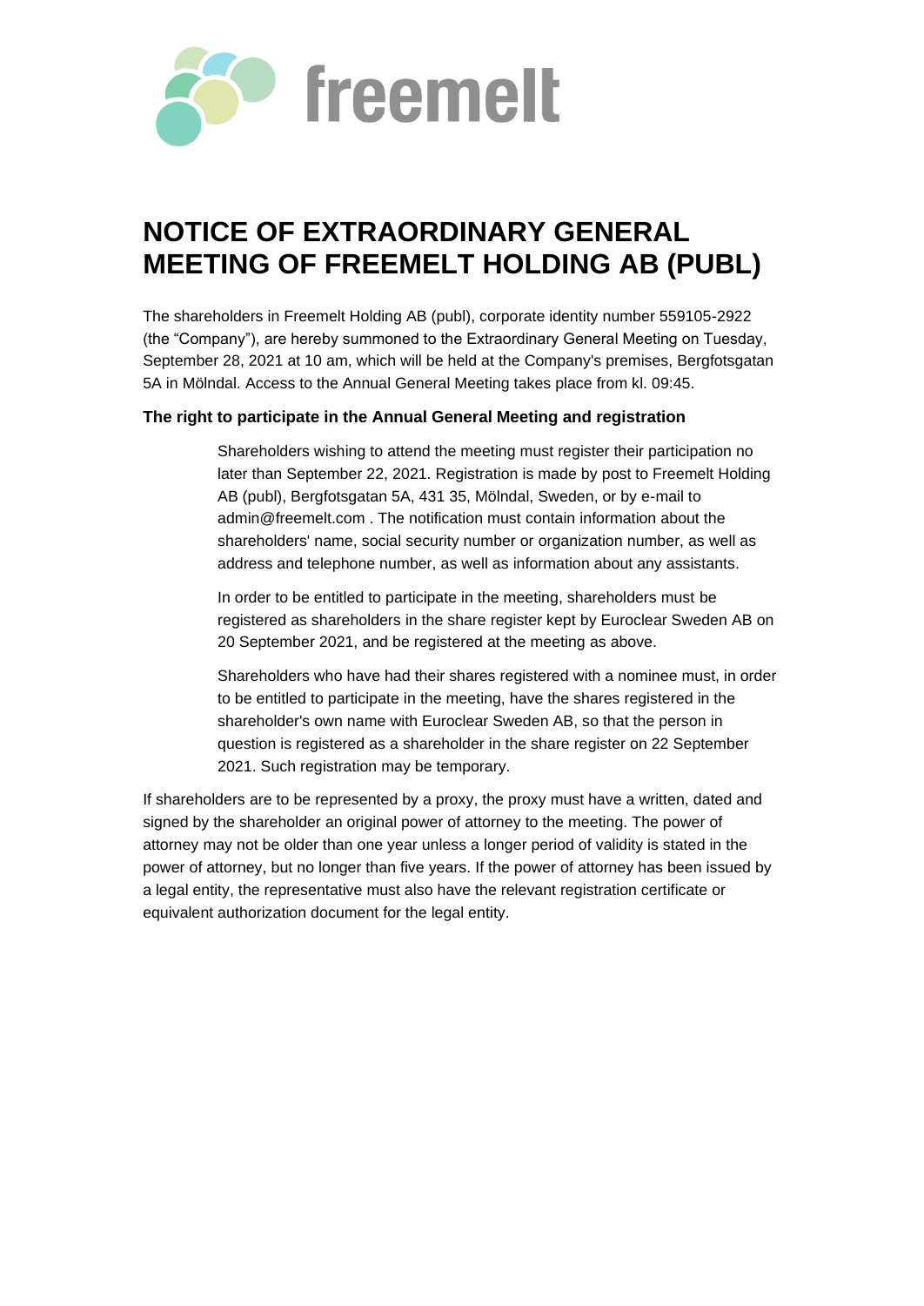# NOTICE OF EXTRAORDINARY GENERAL MEETING OF FREEMELT HOLDING AB (PUBL)

The shareholders in Freemelt Holding AB (publ), corporate identity number 559105-2922 (the "Company"), are hereby summoned to the Extraordinary General Meeting on Tuesday, September 28, 2021 at 10 am, which will be held at the Company's premises, Bergfotsgatan 5A in Mölndal. Access to the Annual General Meeting takes place from kl. 09:45.

**The right to participate in the Annual General Meeting and registration**

Shareholders wishing to attend the meeting must register their participation no later than September 22, 2021. Registration is made by post to Freemelt Holding AB (publ), Bergfotsgatan 5A, 431 35, Mölndal, Sweden, or by e-mail to admin@freemelt.com . The notification must contain information about the shareholders' name, social security number or organization number, as well as address and telephone number, as well as information about any assistants.

In order to be entitled to participate in the meeting, shareholders must be registered as shareholders in the share register kept by Euroclear Sweden AB on 20 September 2021, and be registered at the meeting as above.

Shareholders who have had their shares registered with a nominee must, in order to be entitled to participate in the meeting, have the shares registered in the shareholder's own name with Euroclear Sweden AB, so that the person in question is registered as a shareholder in the share register on 22 September 2021. Such registration may be temporary.

If shareholders are to be represented by a proxy, the proxy must have a written, dated and signed by the shareholder an original power of attorney to the meeting. The power of attorney may not be older than one year unless a longer period of validity is stated in the power of attorney, but no longer than five years. If the power of attorney has been issued by a legal entity, the representative must also have the relevant registration certificate or equivalent authorization document for the legal entity.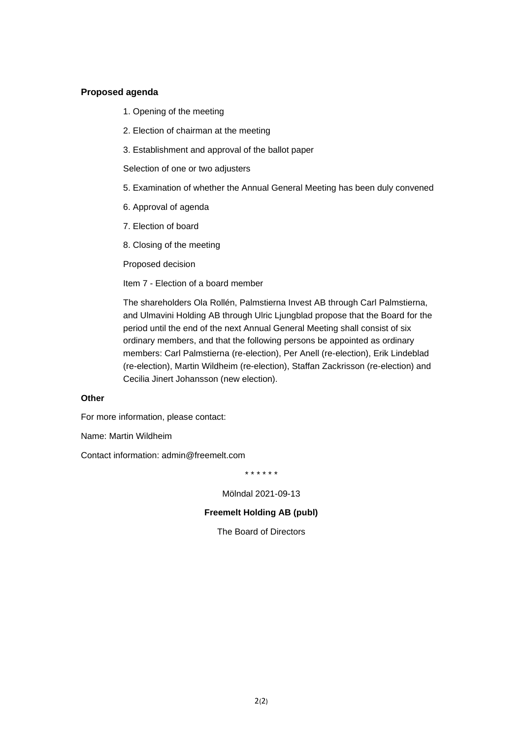**Proposed agenda**

1. Opening of the meeting
2. Election of chairman at the meeting
3. Establishment and approval of the ballot paper

Selection of one or two adjusters

5. Examination of whether the Annual General Meeting has been duly convened
6. Approval of agenda
7. Election of board
8. Closing of the meeting

Proposed decision

Item 7 - Election of a board member

The shareholders Ola Rollén, Palmstierna Invest AB through Carl Palmstierna, and Ulmavini Holding AB through Ulric Ljungblad propose that the Board for the period until the end of the next Annual General Meeting shall consist of six ordinary members, and that the following persons be appointed as ordinary members: Carl Palmstierna (re-election), Per Anell (re-election), Erik Lindeblad (re-election), Martin Wildheim (re-election), Staffan Zackrisson (re-election) and Cecilia Jinert Johansson (new election).

**Other**

For more information, please contact:

Name: Martin Wildheim

Contact information: admin@freemelt.com

\* \* \* \* \* \*

Mölndal 2021-09-13

**Freemelt Holding AB (publ)**

The Board of Directors